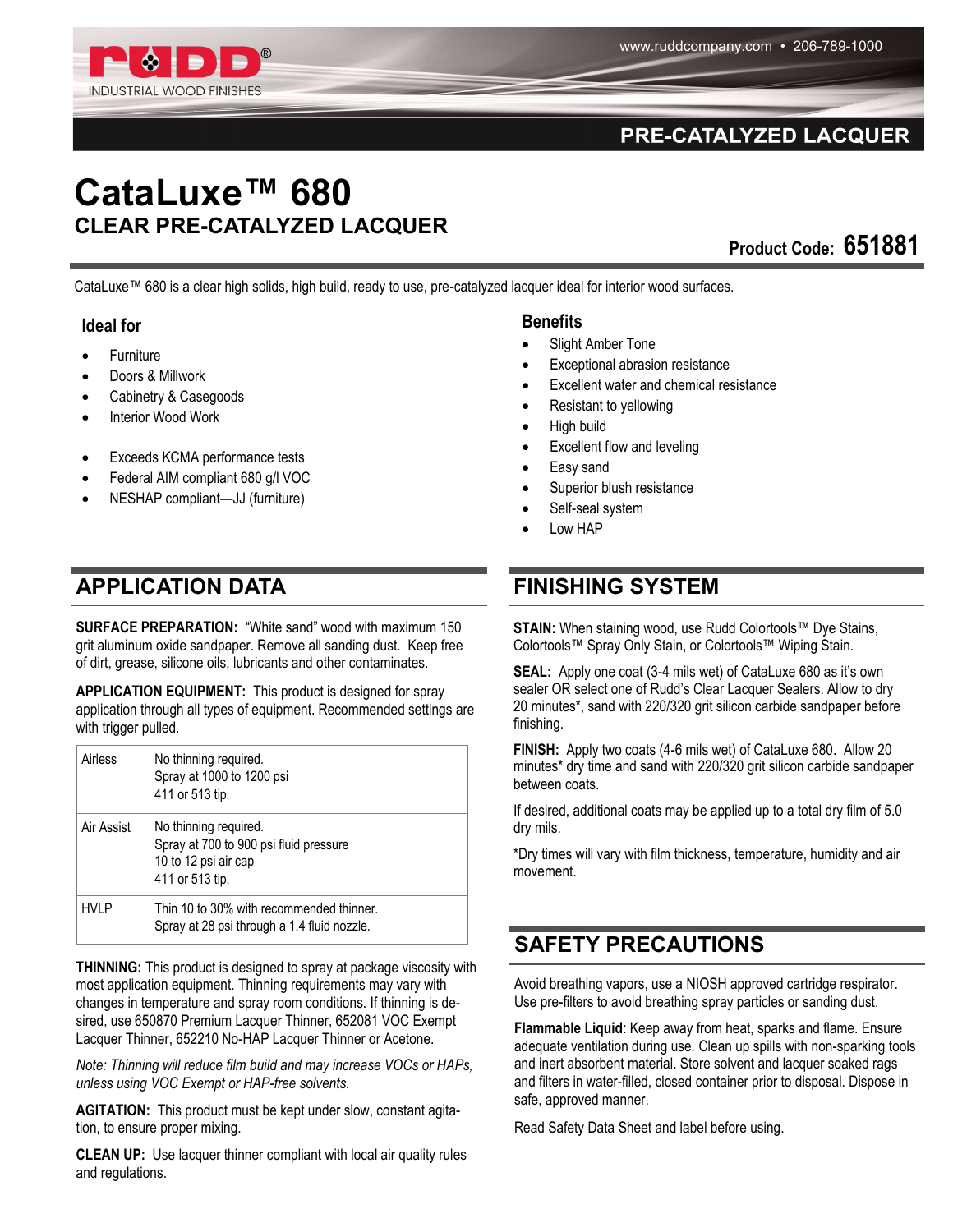RUDD® INDUSTRIAL WOOD FINISHES

www.ruddcompany.com • 206-789-1000

PRE-CATALYZED LACQUER

# CataLuxe™ 680

## CLEAR PRE-CATALYZED LACQUER

**Product Code: 651881**

CataLuxe™ 680 is a clear high solids, high build, ready to use, pre-catalyzed lacquer ideal for interior wood surfaces.

### Ideal for

- Furniture
- Doors & Millwork
- Cabinetry & Casegoods
- Interior Wood Work

- Exceeds KCMA performance tests
- Federal AIM compliant 680 g/l VOC
- NESHAP compliant—JJ (furniture)

### Benefits

- Slight Amber Tone
- Exceptional abrasion resistance
- Excellent water and chemical resistance
- Resistant to yellowing
- High build
- Excellent flow and leveling
- Easy sand
- Superior blush resistance
- Self-seal system
- Low HAP

## APPLICATION DATA

**SURFACE PREPARATION:** "White sand" wood with maximum 150 grit aluminum oxide sandpaper. Remove all sanding dust. Keep free of dirt, grease, silicone oils, lubricants and other contaminates.

**APPLICATION EQUIPMENT:** This product is designed for spray application through all types of equipment. Recommended settings are with trigger pulled.

| | |
|---|---|
| Airless | No thinning required.<br>Spray at 1000 to 1200 psi<br>411 or 513 tip. |
| Air Assist | No thinning required.<br>Spray at 700 to 900 psi fluid pressure<br>10 to 12 psi air cap<br>411 or 513 tip. |
| HVLP | Thin 10 to 30% with recommended thinner.<br>Spray at 28 psi through a 1.4 fluid nozzle. |

**THINNING:** This product is designed to spray at package viscosity with most application equipment. Thinning requirements may vary with changes in temperature and spray room conditions. If thinning is desired, use 650870 Premium Lacquer Thinner, 652081 VOC Exempt Lacquer Thinner, 652210 No-HAP Lacquer Thinner or Acetone.

*Note: Thinning will reduce film build and may increase VOCs or HAPs, unless using VOC Exempt or HAP-free solvents.*

**AGITATION:** This product must be kept under slow, constant agitation, to ensure proper mixing.

**CLEAN UP:** Use lacquer thinner compliant with local air quality rules and regulations.

## FINISHING SYSTEM

**STAIN:** When staining wood, use Rudd Colortools™ Dye Stains, Colortools™ Spray Only Stain, or Colortools™ Wiping Stain.

**SEAL:** Apply one coat (3-4 mils wet) of CataLuxe 680 as it's own sealer OR select one of Rudd's Clear Lacquer Sealers. Allow to dry 20 minutes*, sand with 220/320 grit silicon carbide sandpaper before finishing.

**FINISH:** Apply two coats (4-6 mils wet) of CataLuxe 680. Allow 20 minutes* dry time and sand with 220/320 grit silicon carbide sandpaper between coats.

If desired, additional coats may be applied up to a total dry film of 5.0 dry mils.

*Dry times will vary with film thickness, temperature, humidity and air movement.

## SAFETY PRECAUTIONS

Avoid breathing vapors, use a NIOSH approved cartridge respirator. Use pre-filters to avoid breathing spray particles or sanding dust.

**Flammable Liquid**: Keep away from heat, sparks and flame. Ensure adequate ventilation during use. Clean up spills with non-sparking tools and inert absorbent material. Store solvent and lacquer soaked rags and filters in water-filled, closed container prior to disposal. Dispose in safe, approved manner.

Read Safety Data Sheet and label before using.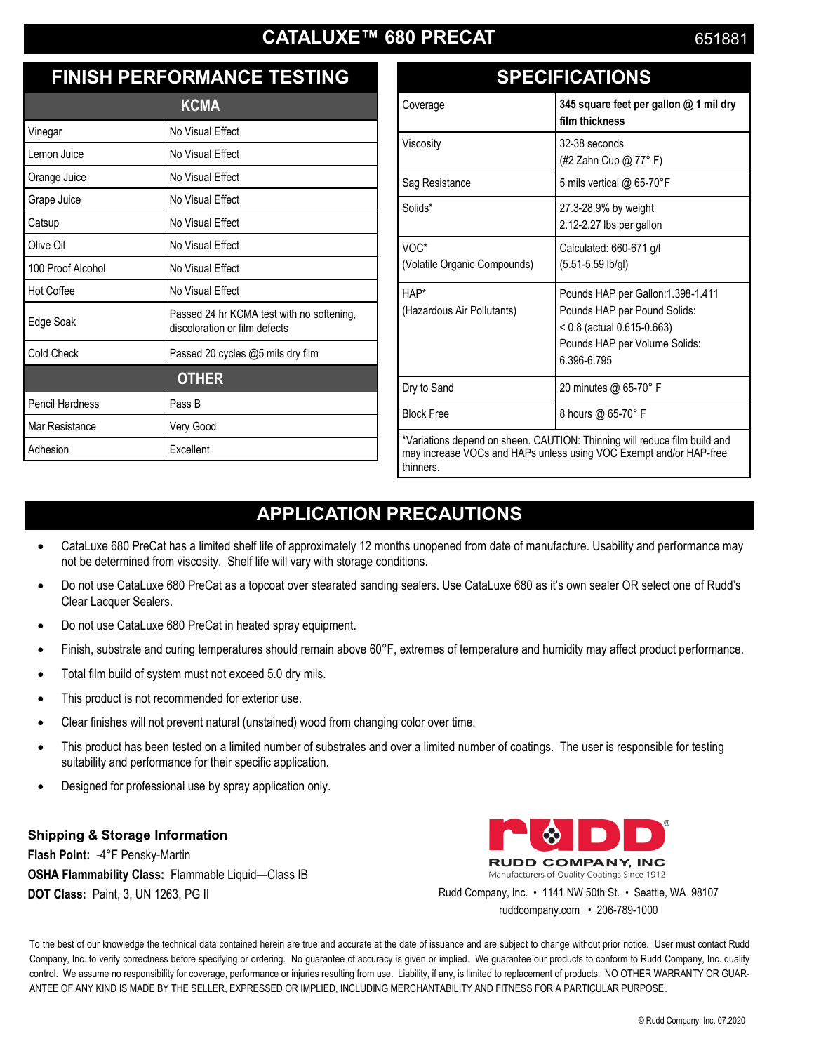# CATALUXE™ 680 PRECAT

651881

## FINISH PERFORMANCE TESTING

| KCMA | |
|---|---|
| Vinegar | No Visual Effect |
| Lemon Juice | No Visual Effect |
| Orange Juice | No Visual Effect |
| Grape Juice | No Visual Effect |
| Catsup | No Visual Effect |
| Olive Oil | No Visual Effect |
| 100 Proof Alcohol | No Visual Effect |
| Hot Coffee | No Visual Effect |
| Edge Soak | Passed 24 hr KCMA test with no softening, discoloration or film defects |
| Cold Check | Passed 20 cycles @5 mils dry film |
| **OTHER** | |
| Pencil Hardness | Pass B |
| Mar Resistance | Very Good |
| Adhesion | Excellent |

## SPECIFICATIONS

| | |
|---|---|
| Coverage | **345 square feet per gallon @ 1 mil dry film thickness** |
| Viscosity | 32-38 seconds (#2 Zahn Cup @ 77° F) |
| Sag Resistance | 5 mils vertical @ 65-70°F |
| Solids* | 27.3-28.9% by weight<br>2.12-2.27 lbs per gallon |
| VOC* (Volatile Organic Compounds) | Calculated: 660-671 g/l (5.51-5.59 lb/gl) |
| HAP* (Hazardous Air Pollutants) | Pounds HAP per Gallon:1.398-1.411<br>Pounds HAP per Pound Solids: < 0.8 (actual 0.615-0.663)<br>Pounds HAP per Volume Solids: 6.396-6.795 |
| Dry to Sand | 20 minutes @ 65-70° F |
| Block Free | 8 hours @ 65-70° F |

*Variations depend on sheen. CAUTION: Thinning will reduce film build and may increase VOCs and HAPs unless using VOC Exempt and/or HAP-free thinners.

## APPLICATION PRECAUTIONS

- CataLuxe 680 PreCat has a limited shelf life of approximately 12 months unopened from date of manufacture. Usability and performance may not be determined from viscosity. Shelf life will vary with storage conditions.
- Do not use CataLuxe 680 PreCat as a topcoat over stearated sanding sealers. Use CataLuxe 680 as it's own sealer OR select one of Rudd's Clear Lacquer Sealers.
- Do not use CataLuxe 680 PreCat in heated spray equipment.
- Finish, substrate and curing temperatures should remain above 60°F, extremes of temperature and humidity may affect product performance.
- Total film build of system must not exceed 5.0 dry mils.
- This product is not recommended for exterior use.
- Clear finishes will not prevent natural (unstained) wood from changing color over time.
- This product has been tested on a limited number of substrates and over a limited number of coatings. The user is responsible for testing suitability and performance for their specific application.
- Designed for professional use by spray application only.

### Shipping & Storage Information

**Flash Point:** -4°F Pensky-Martin
**OSHA Flammability Class:** Flammable Liquid—Class IB
**DOT Class:** Paint, 3, UN 1263, PG II

RUDD COMPANY, INC
Manufacturers of Quality Coatings Since 1912
Rudd Company, Inc. • 1141 NW 50th St. • Seattle, WA 98107
ruddcompany.com • 206-789-1000

To the best of our knowledge the technical data contained herein are true and accurate at the date of issuance and are subject to change without prior notice. User must contact Rudd Company, Inc. to verify correctness before specifying or ordering. No guarantee of accuracy is given or implied. We guarantee our products to conform to Rudd Company, Inc. quality control. We assume no responsibility for coverage, performance or injuries resulting from use. Liability, if any, is limited to replacement of products. NO OTHER WARRANTY OR GUARANTEE OF ANY KIND IS MADE BY THE SELLER, EXPRESSED OR IMPLIED, INCLUDING MERCHANTABILITY AND FITNESS FOR A PARTICULAR PURPOSE.

© Rudd Company, Inc. 07.2020